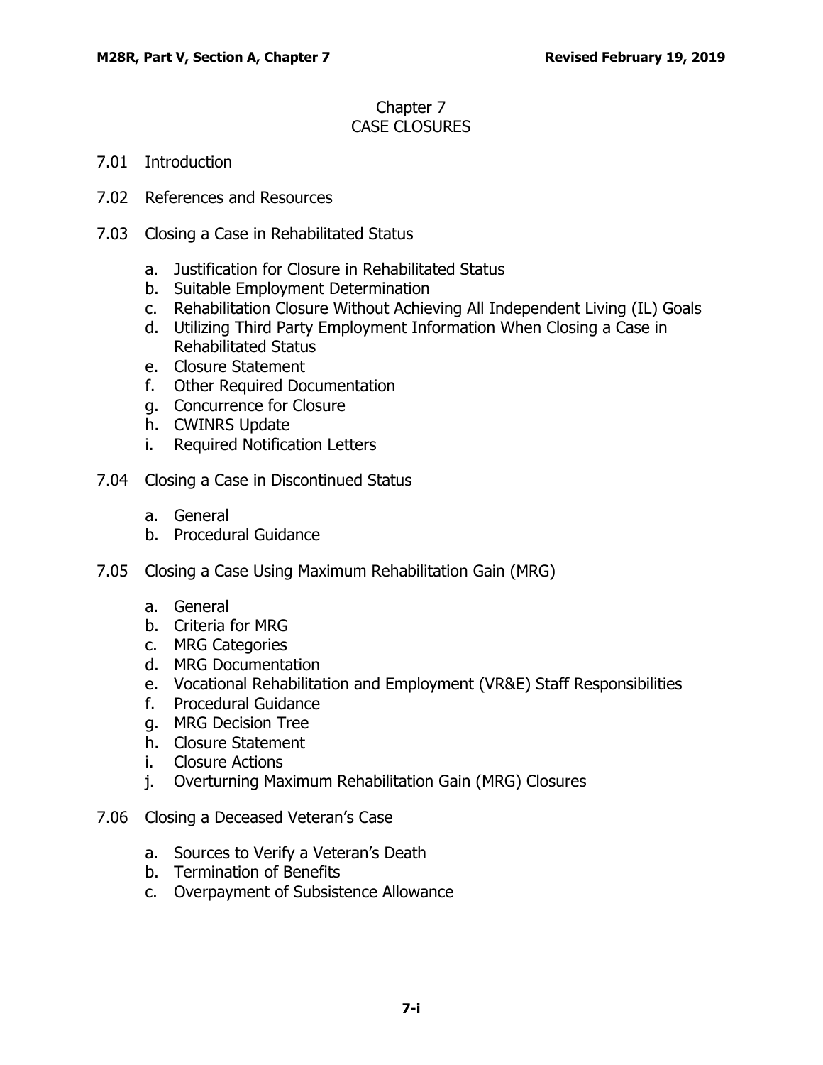# Chapter 7
# CASE CLOSURES

7.01 Introduction

7.02 References and Resources

7.03 Closing a Case in Rehabilitated Status

- a. Justification for Closure in Rehabilitated Status
- b. Suitable Employment Determination
- c. Rehabilitation Closure Without Achieving All Independent Living (IL) Goals
- d. Utilizing Third Party Employment Information When Closing a Case in Rehabilitated Status
- e. Closure Statement
- f. Other Required Documentation
- g. Concurrence for Closure
- h. CWINRS Update
- i. Required Notification Letters

7.04 Closing a Case in Discontinued Status

- a. General
- b. Procedural Guidance

7.05 Closing a Case Using Maximum Rehabilitation Gain (MRG)

- a. General
- b. Criteria for MRG
- c. MRG Categories
- d. MRG Documentation
- e. Vocational Rehabilitation and Employment (VR&E) Staff Responsibilities
- f. Procedural Guidance
- g. MRG Decision Tree
- h. Closure Statement
- i. Closure Actions
- j. Overturning Maximum Rehabilitation Gain (MRG) Closures

7.06 Closing a Deceased Veteran's Case

- a. Sources to Verify a Veteran's Death
- b. Termination of Benefits
- c. Overpayment of Subsistence Allowance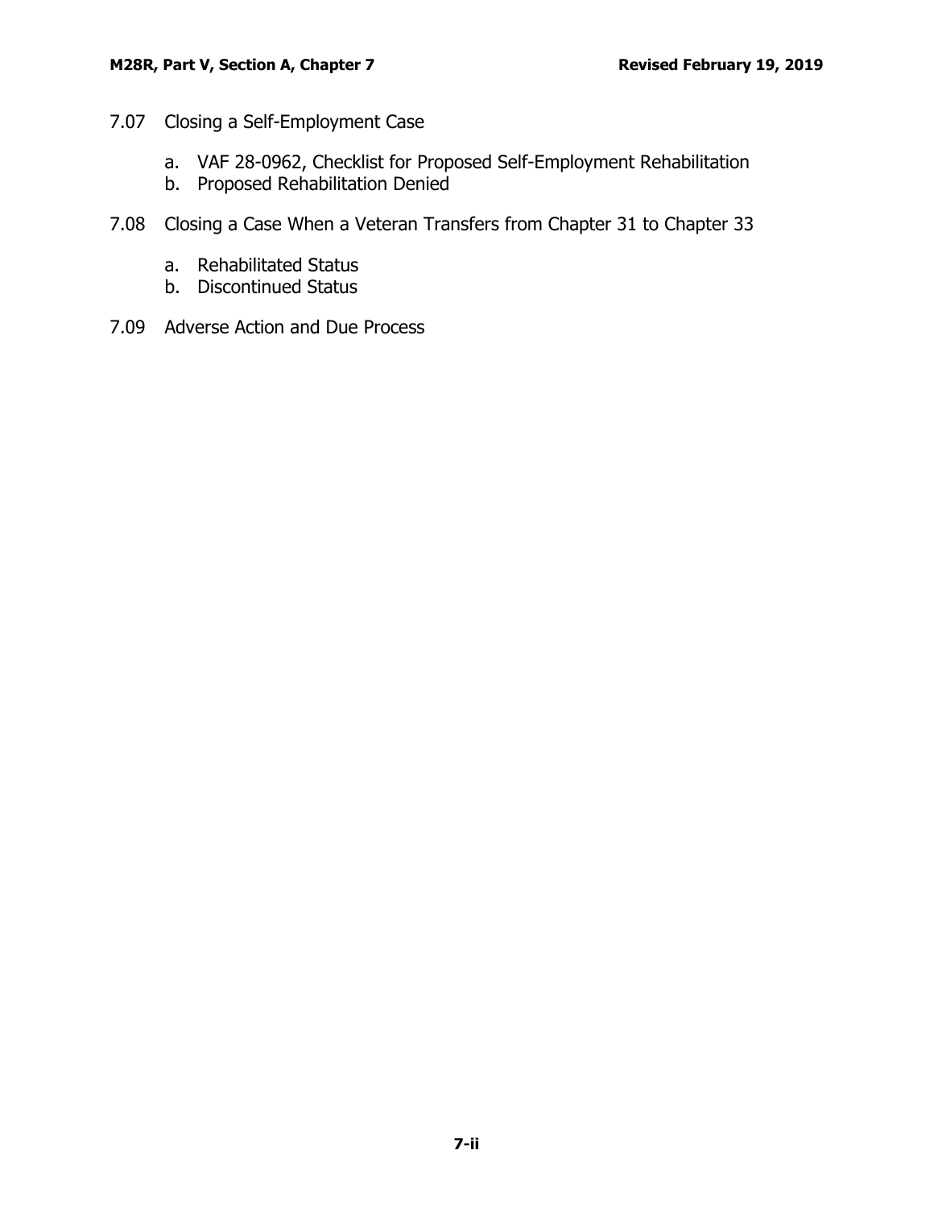7.07 Closing a Self-Employment Case

  a. VAF 28-0962, Checklist for Proposed Self-Employment Rehabilitation
  b. Proposed Rehabilitation Denied

7.08 Closing a Case When a Veteran Transfers from Chapter 31 to Chapter 33

  a. Rehabilitated Status
  b. Discontinued Status

7.09 Adverse Action and Due Process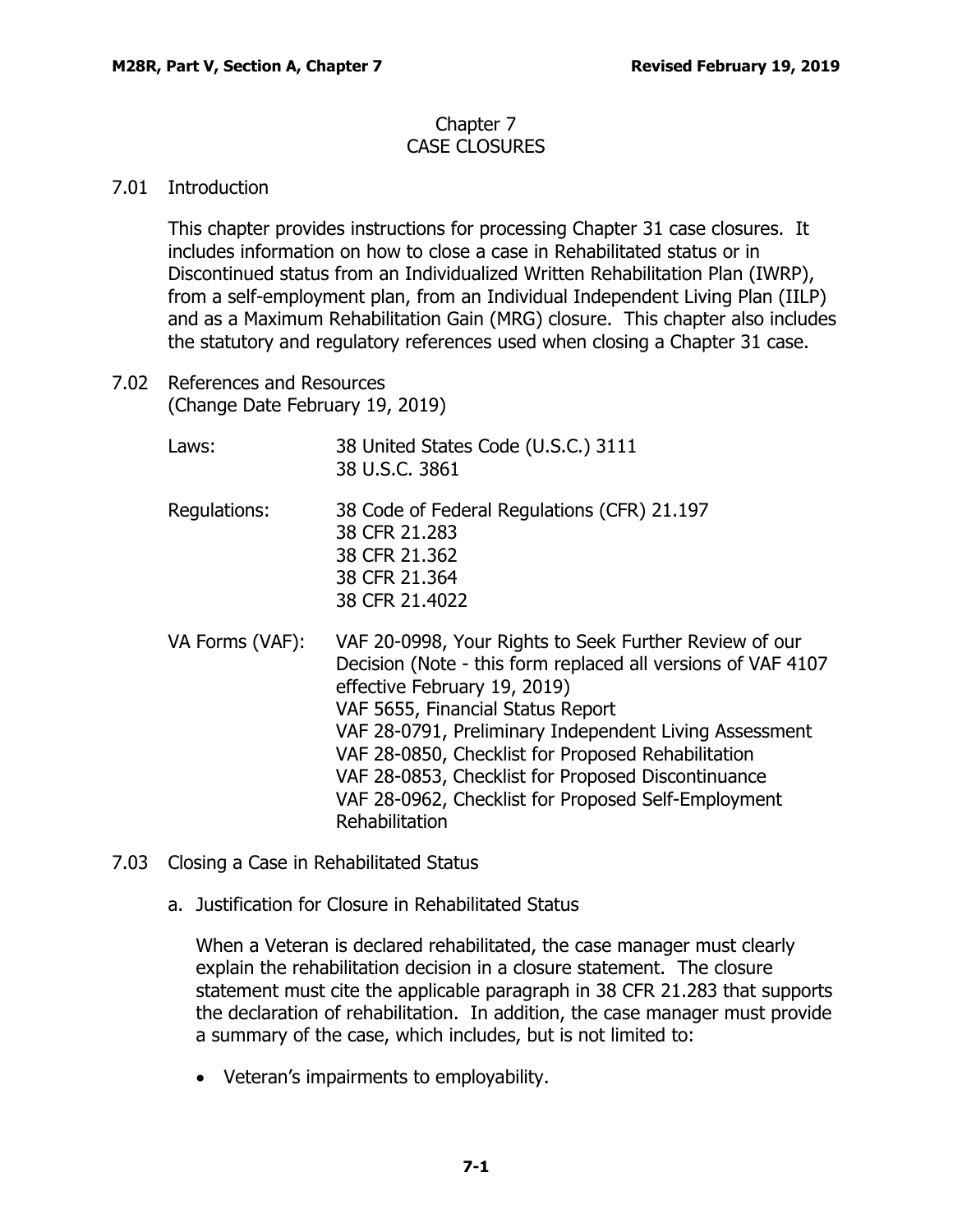# Chapter 7
# CASE CLOSURES

## 7.01 Introduction

This chapter provides instructions for processing Chapter 31 case closures. It includes information on how to close a case in Rehabilitated status or in Discontinued status from an Individualized Written Rehabilitation Plan (IWRP), from a self-employment plan, from an Individual Independent Living Plan (IILP) and as a Maximum Rehabilitation Gain (MRG) closure. This chapter also includes the statutory and regulatory references used when closing a Chapter 31 case.

## 7.02 References and Resources
(Change Date February 19, 2019)

| | |
|---|---|
| Laws: | 38 United States Code (U.S.C.) 3111<br>38 U.S.C. 3861 |
| Regulations: | 38 Code of Federal Regulations (CFR) 21.197<br>38 CFR 21.283<br>38 CFR 21.362<br>38 CFR 21.364<br>38 CFR 21.4022 |
| VA Forms (VAF): | VAF 20-0998, Your Rights to Seek Further Review of our Decision (Note - this form replaced all versions of VAF 4107 effective February 19, 2019)<br>VAF 5655, Financial Status Report<br>VAF 28-0791, Preliminary Independent Living Assessment<br>VAF 28-0850, Checklist for Proposed Rehabilitation<br>VAF 28-0853, Checklist for Proposed Discontinuance<br>VAF 28-0962, Checklist for Proposed Self-Employment Rehabilitation |

## 7.03 Closing a Case in Rehabilitated Status

a. Justification for Closure in Rehabilitated Status

When a Veteran is declared rehabilitated, the case manager must clearly explain the rehabilitation decision in a closure statement. The closure statement must cite the applicable paragraph in 38 CFR 21.283 that supports the declaration of rehabilitation. In addition, the case manager must provide a summary of the case, which includes, but is not limited to:

- Veteran's impairments to employability.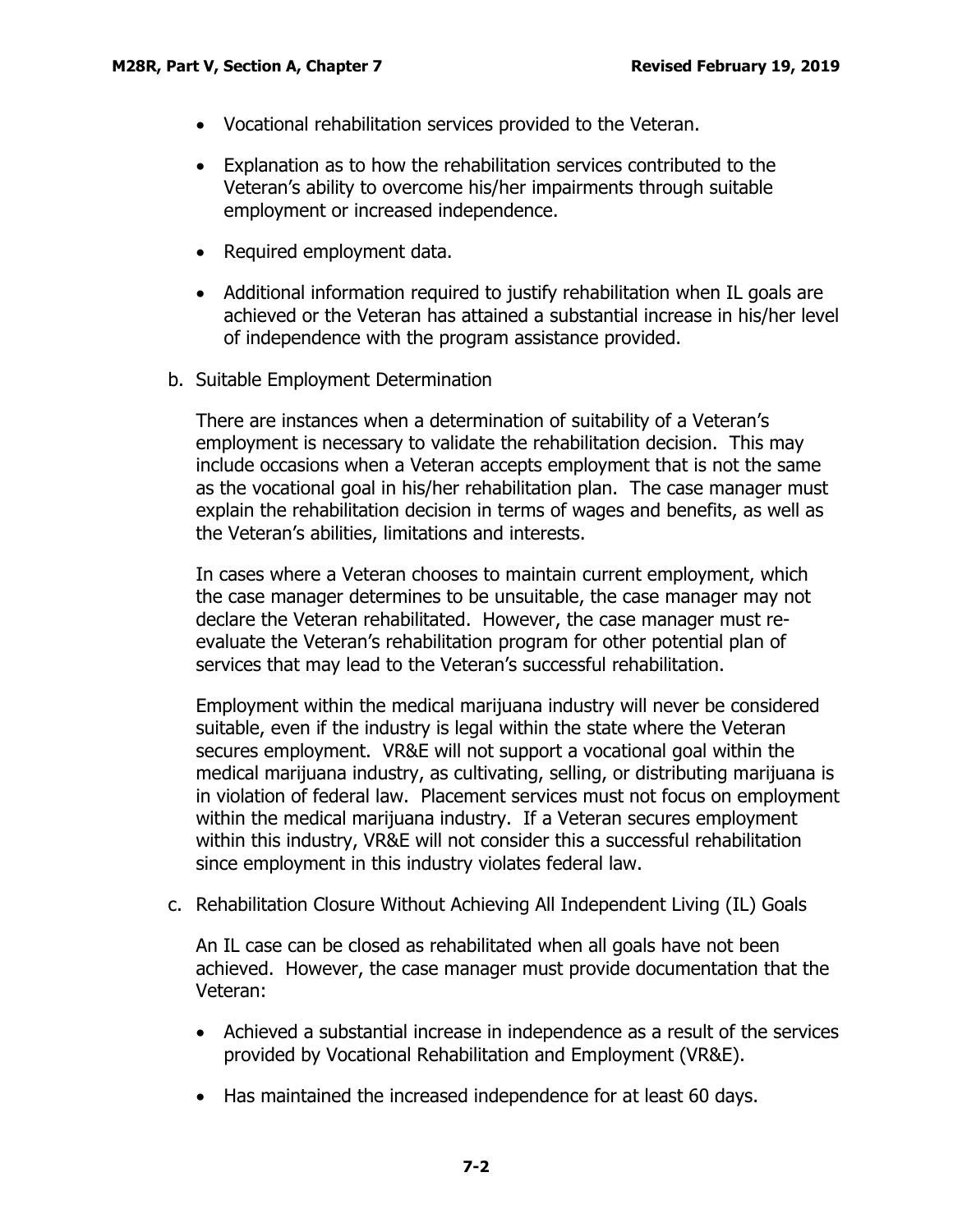- Vocational rehabilitation services provided to the Veteran.
- Explanation as to how the rehabilitation services contributed to the Veteran's ability to overcome his/her impairments through suitable employment or increased independence.
- Required employment data.
- Additional information required to justify rehabilitation when IL goals are achieved or the Veteran has attained a substantial increase in his/her level of independence with the program assistance provided.

b. Suitable Employment Determination

There are instances when a determination of suitability of a Veteran's employment is necessary to validate the rehabilitation decision. This may include occasions when a Veteran accepts employment that is not the same as the vocational goal in his/her rehabilitation plan. The case manager must explain the rehabilitation decision in terms of wages and benefits, as well as the Veteran's abilities, limitations and interests.

In cases where a Veteran chooses to maintain current employment, which the case manager determines to be unsuitable, the case manager may not declare the Veteran rehabilitated. However, the case manager must re-evaluate the Veteran's rehabilitation program for other potential plan of services that may lead to the Veteran's successful rehabilitation.

Employment within the medical marijuana industry will never be considered suitable, even if the industry is legal within the state where the Veteran secures employment. VR&E will not support a vocational goal within the medical marijuana industry, as cultivating, selling, or distributing marijuana is in violation of federal law. Placement services must not focus on employment within the medical marijuana industry. If a Veteran secures employment within this industry, VR&E will not consider this a successful rehabilitation since employment in this industry violates federal law.

c. Rehabilitation Closure Without Achieving All Independent Living (IL) Goals

An IL case can be closed as rehabilitated when all goals have not been achieved. However, the case manager must provide documentation that the Veteran:

- Achieved a substantial increase in independence as a result of the services provided by Vocational Rehabilitation and Employment (VR&E).
- Has maintained the increased independence for at least 60 days.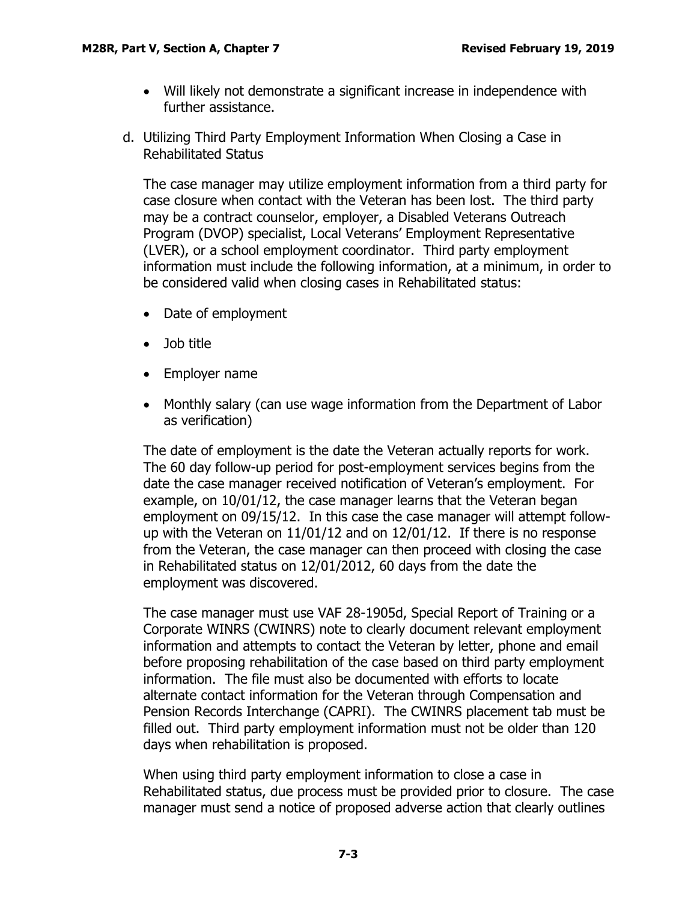- Will likely not demonstrate a significant increase in independence with further assistance.

d. Utilizing Third Party Employment Information When Closing a Case in Rehabilitated Status

The case manager may utilize employment information from a third party for case closure when contact with the Veteran has been lost. The third party may be a contract counselor, employer, a Disabled Veterans Outreach Program (DVOP) specialist, Local Veterans' Employment Representative (LVER), or a school employment coordinator. Third party employment information must include the following information, at a minimum, in order to be considered valid when closing cases in Rehabilitated status:

- Date of employment
- Job title
- Employer name
- Monthly salary (can use wage information from the Department of Labor as verification)

The date of employment is the date the Veteran actually reports for work. The 60 day follow-up period for post-employment services begins from the date the case manager received notification of Veteran's employment. For example, on 10/01/12, the case manager learns that the Veteran began employment on 09/15/12. In this case the case manager will attempt follow-up with the Veteran on 11/01/12 and on 12/01/12. If there is no response from the Veteran, the case manager can then proceed with closing the case in Rehabilitated status on 12/01/2012, 60 days from the date the employment was discovered.

The case manager must use VAF 28-1905d, Special Report of Training or a Corporate WINRS (CWINRS) note to clearly document relevant employment information and attempts to contact the Veteran by letter, phone and email before proposing rehabilitation of the case based on third party employment information. The file must also be documented with efforts to locate alternate contact information for the Veteran through Compensation and Pension Records Interchange (CAPRI). The CWINRS placement tab must be filled out. Third party employment information must not be older than 120 days when rehabilitation is proposed.

When using third party employment information to close a case in Rehabilitated status, due process must be provided prior to closure. The case manager must send a notice of proposed adverse action that clearly outlines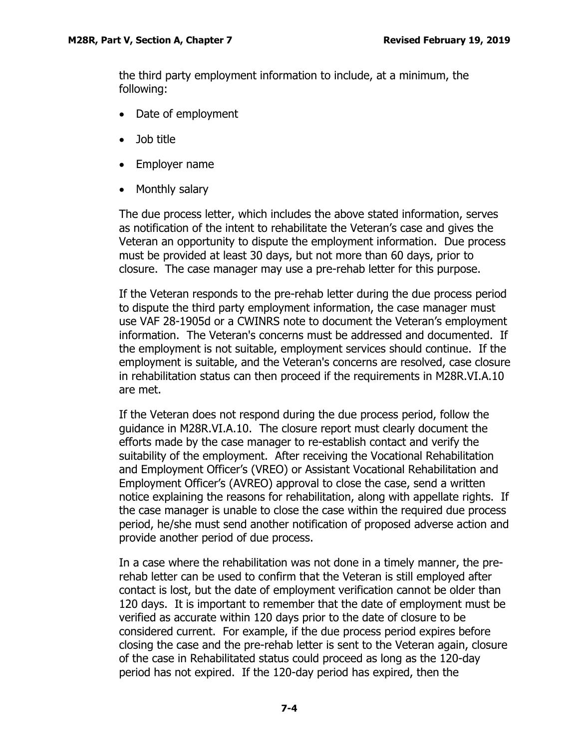the third party employment information to include, at a minimum, the following:

- Date of employment
- Job title
- Employer name
- Monthly salary

The due process letter, which includes the above stated information, serves as notification of the intent to rehabilitate the Veteran's case and gives the Veteran an opportunity to dispute the employment information. Due process must be provided at least 30 days, but not more than 60 days, prior to closure. The case manager may use a pre-rehab letter for this purpose.

If the Veteran responds to the pre-rehab letter during the due process period to dispute the third party employment information, the case manager must use VAF 28-1905d or a CWINRS note to document the Veteran's employment information. The Veteran's concerns must be addressed and documented. If the employment is not suitable, employment services should continue. If the employment is suitable, and the Veteran's concerns are resolved, case closure in rehabilitation status can then proceed if the requirements in M28R.VI.A.10 are met.

If the Veteran does not respond during the due process period, follow the guidance in M28R.VI.A.10. The closure report must clearly document the efforts made by the case manager to re-establish contact and verify the suitability of the employment. After receiving the Vocational Rehabilitation and Employment Officer's (VREO) or Assistant Vocational Rehabilitation and Employment Officer's (AVREO) approval to close the case, send a written notice explaining the reasons for rehabilitation, along with appellate rights. If the case manager is unable to close the case within the required due process period, he/she must send another notification of proposed adverse action and provide another period of due process.

In a case where the rehabilitation was not done in a timely manner, the pre-rehab letter can be used to confirm that the Veteran is still employed after contact is lost, but the date of employment verification cannot be older than 120 days. It is important to remember that the date of employment must be verified as accurate within 120 days prior to the date of closure to be considered current. For example, if the due process period expires before closing the case and the pre-rehab letter is sent to the Veteran again, closure of the case in Rehabilitated status could proceed as long as the 120-day period has not expired. If the 120-day period has expired, then the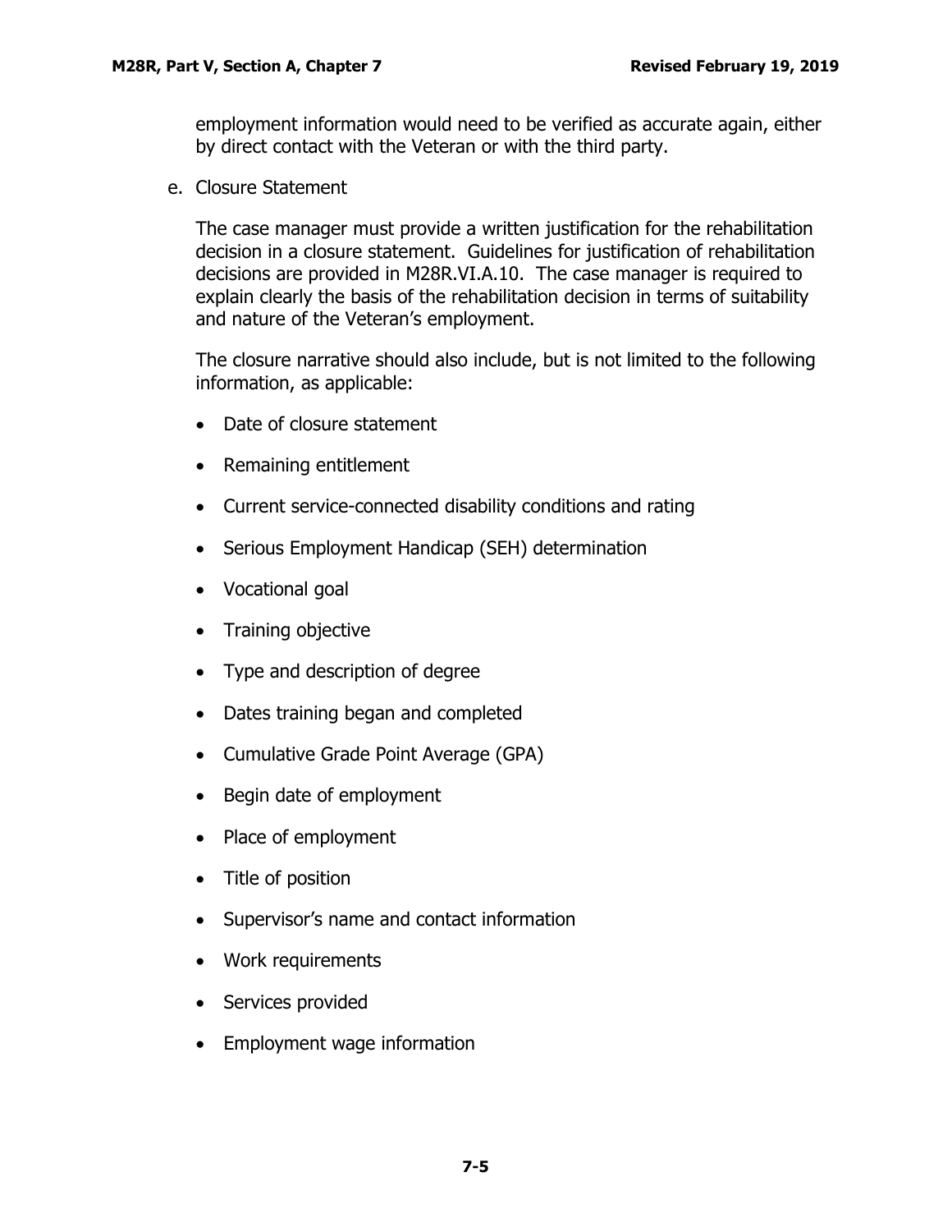employment information would need to be verified as accurate again, either by direct contact with the Veteran or with the third party.

e. Closure Statement

The case manager must provide a written justification for the rehabilitation decision in a closure statement. Guidelines for justification of rehabilitation decisions are provided in M28R.VI.A.10. The case manager is required to explain clearly the basis of the rehabilitation decision in terms of suitability and nature of the Veteran's employment.

The closure narrative should also include, but is not limited to the following information, as applicable:

- Date of closure statement
- Remaining entitlement
- Current service-connected disability conditions and rating
- Serious Employment Handicap (SEH) determination
- Vocational goal
- Training objective
- Type and description of degree
- Dates training began and completed
- Cumulative Grade Point Average (GPA)
- Begin date of employment
- Place of employment
- Title of position
- Supervisor's name and contact information
- Work requirements
- Services provided
- Employment wage information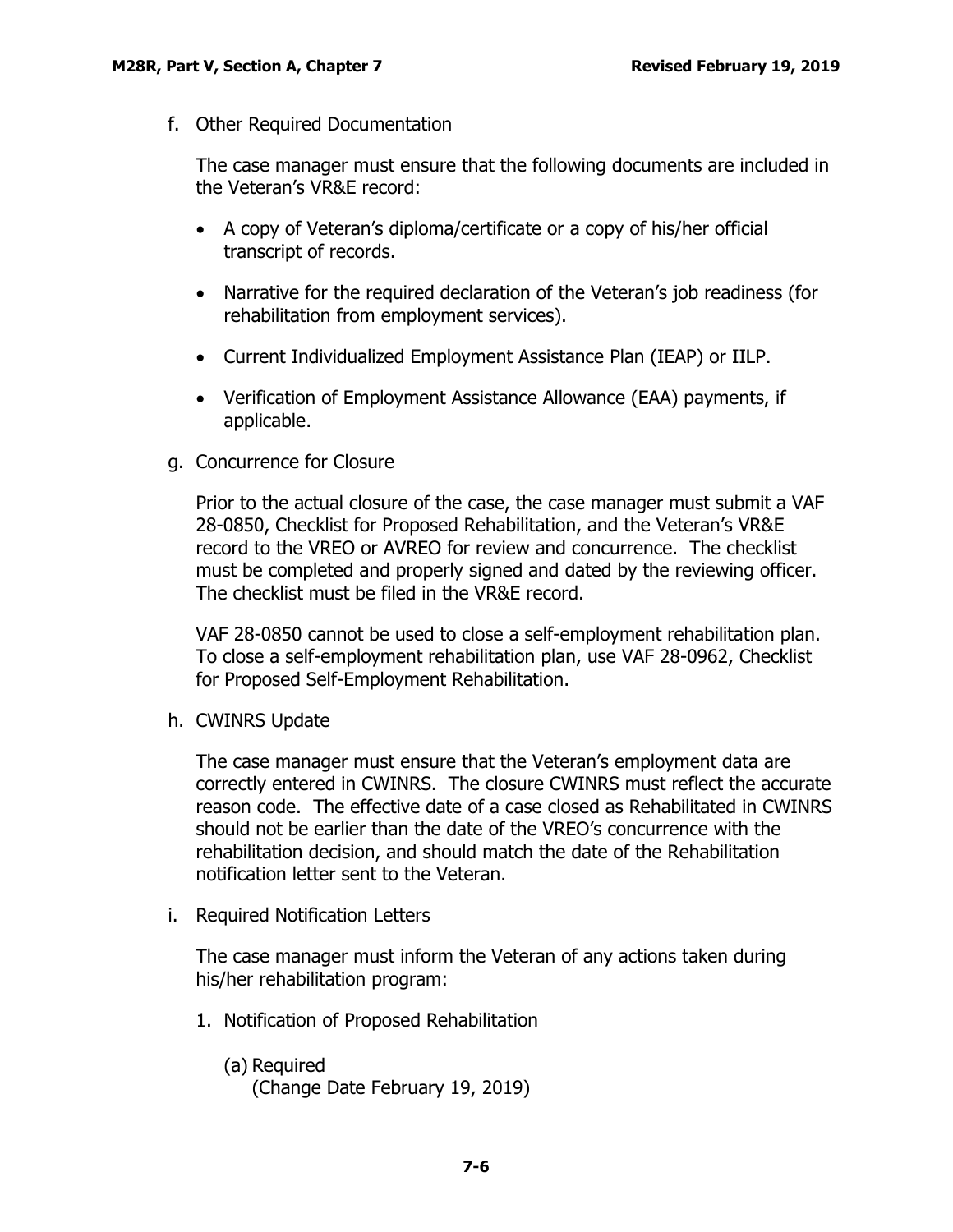f. Other Required Documentation

The case manager must ensure that the following documents are included in the Veteran's VR&E record:

- A copy of Veteran's diploma/certificate or a copy of his/her official transcript of records.
- Narrative for the required declaration of the Veteran's job readiness (for rehabilitation from employment services).
- Current Individualized Employment Assistance Plan (IEAP) or IILP.
- Verification of Employment Assistance Allowance (EAA) payments, if applicable.

g. Concurrence for Closure

Prior to the actual closure of the case, the case manager must submit a VAF 28-0850, Checklist for Proposed Rehabilitation, and the Veteran's VR&E record to the VREO or AVREO for review and concurrence. The checklist must be completed and properly signed and dated by the reviewing officer. The checklist must be filed in the VR&E record.

VAF 28-0850 cannot be used to close a self-employment rehabilitation plan. To close a self-employment rehabilitation plan, use VAF 28-0962, Checklist for Proposed Self-Employment Rehabilitation.

h. CWINRS Update

The case manager must ensure that the Veteran's employment data are correctly entered in CWINRS. The closure CWINRS must reflect the accurate reason code. The effective date of a case closed as Rehabilitated in CWINRS should not be earlier than the date of the VREO's concurrence with the rehabilitation decision, and should match the date of the Rehabilitation notification letter sent to the Veteran.

i. Required Notification Letters

The case manager must inform the Veteran of any actions taken during his/her rehabilitation program:

1. Notification of Proposed Rehabilitation

   (a) Required
   (Change Date February 19, 2019)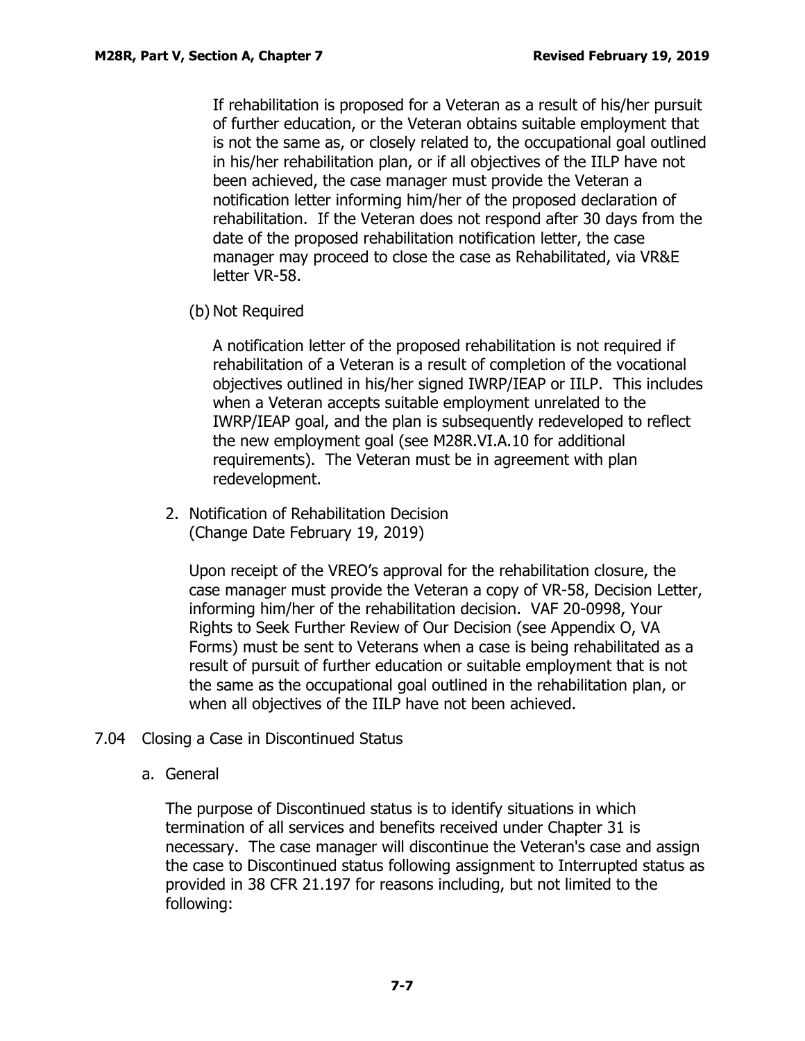If rehabilitation is proposed for a Veteran as a result of his/her pursuit of further education, or the Veteran obtains suitable employment that is not the same as, or closely related to, the occupational goal outlined in his/her rehabilitation plan, or if all objectives of the IILP have not been achieved, the case manager must provide the Veteran a notification letter informing him/her of the proposed declaration of rehabilitation. If the Veteran does not respond after 30 days from the date of the proposed rehabilitation notification letter, the case manager may proceed to close the case as Rehabilitated, via VR&E letter VR-58.

(b) Not Required

A notification letter of the proposed rehabilitation is not required if rehabilitation of a Veteran is a result of completion of the vocational objectives outlined in his/her signed IWRP/IEAP or IILP. This includes when a Veteran accepts suitable employment unrelated to the IWRP/IEAP goal, and the plan is subsequently redeveloped to reflect the new employment goal (see M28R.VI.A.10 for additional requirements). The Veteran must be in agreement with plan redevelopment.

2. Notification of Rehabilitation Decision
(Change Date February 19, 2019)

Upon receipt of the VREO's approval for the rehabilitation closure, the case manager must provide the Veteran a copy of VR-58, Decision Letter, informing him/her of the rehabilitation decision. VAF 20-0998, Your Rights to Seek Further Review of Our Decision (see Appendix O, VA Forms) must be sent to Veterans when a case is being rehabilitated as a result of pursuit of further education or suitable employment that is not the same as the occupational goal outlined in the rehabilitation plan, or when all objectives of the IILP have not been achieved.

## 7.04 Closing a Case in Discontinued Status

a. General

The purpose of Discontinued status is to identify situations in which termination of all services and benefits received under Chapter 31 is necessary. The case manager will discontinue the Veteran's case and assign the case to Discontinued status following assignment to Interrupted status as provided in 38 CFR 21.197 for reasons including, but not limited to the following: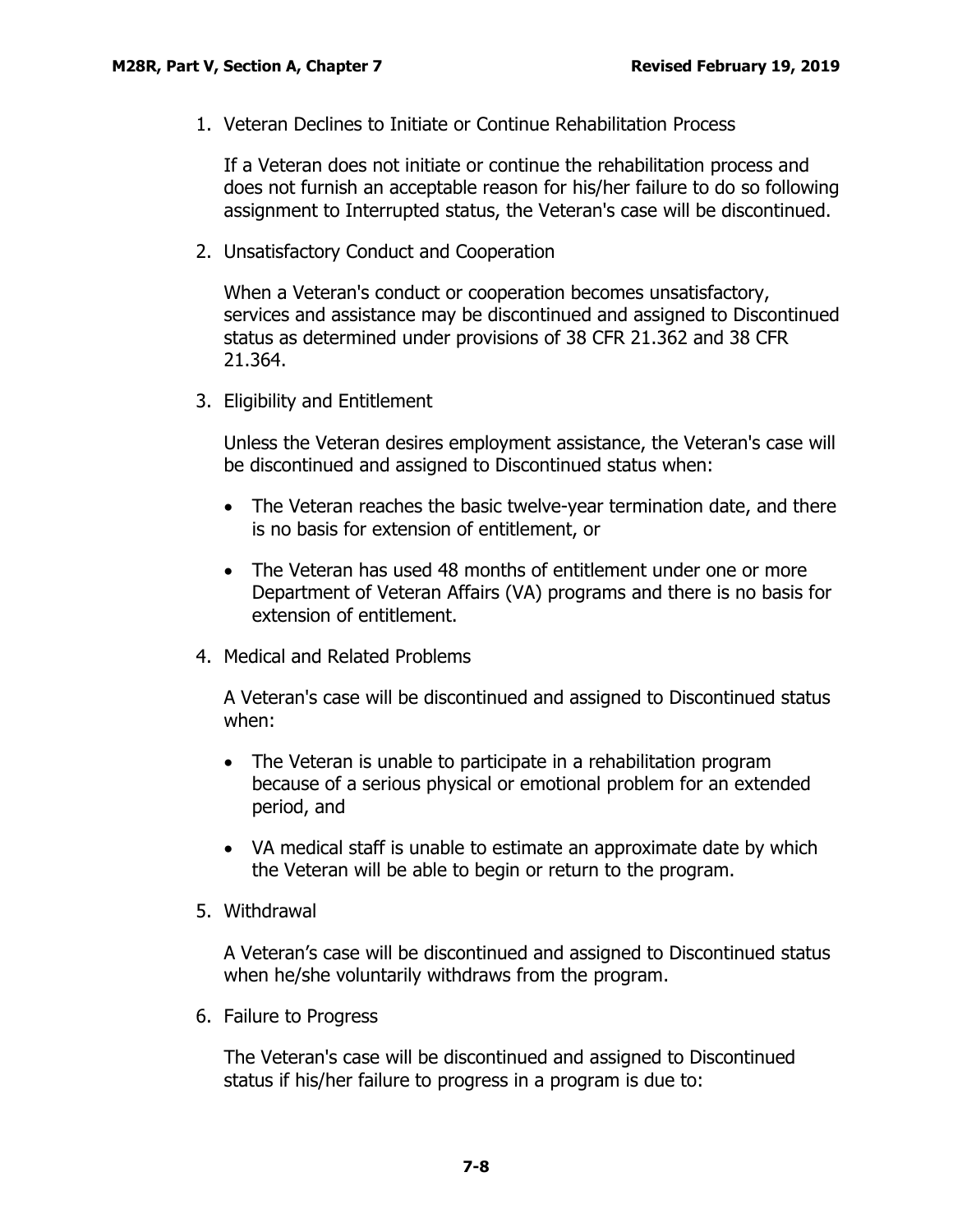1. Veteran Declines to Initiate or Continue Rehabilitation Process

   If a Veteran does not initiate or continue the rehabilitation process and does not furnish an acceptable reason for his/her failure to do so following assignment to Interrupted status, the Veteran's case will be discontinued.

2. Unsatisfactory Conduct and Cooperation

   When a Veteran's conduct or cooperation becomes unsatisfactory, services and assistance may be discontinued and assigned to Discontinued status as determined under provisions of 38 CFR 21.362 and 38 CFR 21.364.

3. Eligibility and Entitlement

   Unless the Veteran desires employment assistance, the Veteran's case will be discontinued and assigned to Discontinued status when:

   - The Veteran reaches the basic twelve-year termination date, and there is no basis for extension of entitlement, or
   - The Veteran has used 48 months of entitlement under one or more Department of Veteran Affairs (VA) programs and there is no basis for extension of entitlement.

4. Medical and Related Problems

   A Veteran's case will be discontinued and assigned to Discontinued status when:

   - The Veteran is unable to participate in a rehabilitation program because of a serious physical or emotional problem for an extended period, and
   - VA medical staff is unable to estimate an approximate date by which the Veteran will be able to begin or return to the program.

5. Withdrawal

   A Veteran's case will be discontinued and assigned to Discontinued status when he/she voluntarily withdraws from the program.

6. Failure to Progress

   The Veteran's case will be discontinued and assigned to Discontinued status if his/her failure to progress in a program is due to: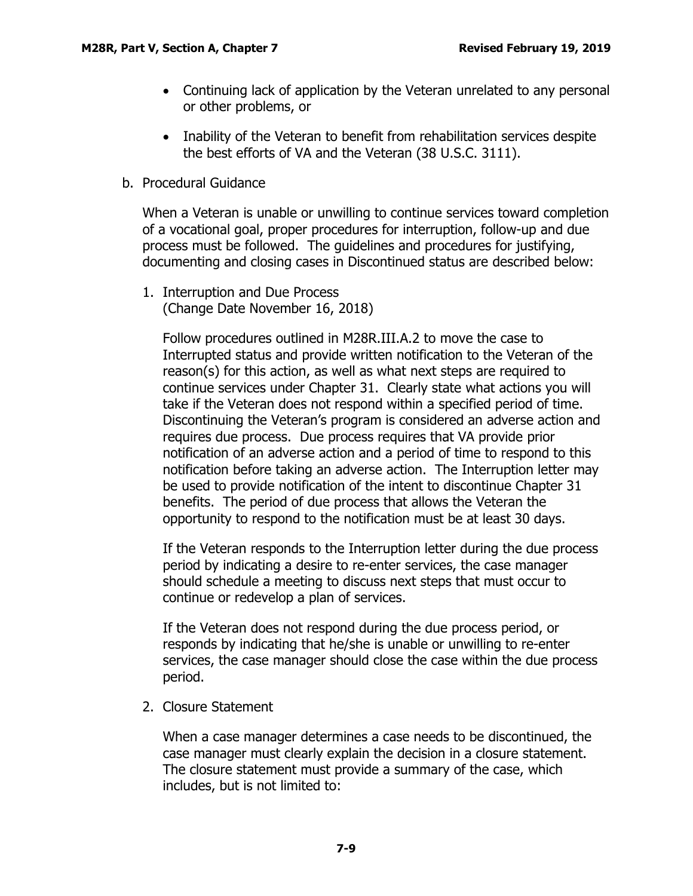- Continuing lack of application by the Veteran unrelated to any personal or other problems, or
- Inability of the Veteran to benefit from rehabilitation services despite the best efforts of VA and the Veteran (38 U.S.C. 3111).

b. Procedural Guidance

When a Veteran is unable or unwilling to continue services toward completion of a vocational goal, proper procedures for interruption, follow-up and due process must be followed. The guidelines and procedures for justifying, documenting and closing cases in Discontinued status are described below:

1. Interruption and Due Process
(Change Date November 16, 2018)

Follow procedures outlined in M28R.III.A.2 to move the case to Interrupted status and provide written notification to the Veteran of the reason(s) for this action, as well as what next steps are required to continue services under Chapter 31. Clearly state what actions you will take if the Veteran does not respond within a specified period of time. Discontinuing the Veteran's program is considered an adverse action and requires due process. Due process requires that VA provide prior notification of an adverse action and a period of time to respond to this notification before taking an adverse action. The Interruption letter may be used to provide notification of the intent to discontinue Chapter 31 benefits. The period of due process that allows the Veteran the opportunity to respond to the notification must be at least 30 days.

If the Veteran responds to the Interruption letter during the due process period by indicating a desire to re-enter services, the case manager should schedule a meeting to discuss next steps that must occur to continue or redevelop a plan of services.

If the Veteran does not respond during the due process period, or responds by indicating that he/she is unable or unwilling to re-enter services, the case manager should close the case within the due process period.

2. Closure Statement

When a case manager determines a case needs to be discontinued, the case manager must clearly explain the decision in a closure statement. The closure statement must provide a summary of the case, which includes, but is not limited to: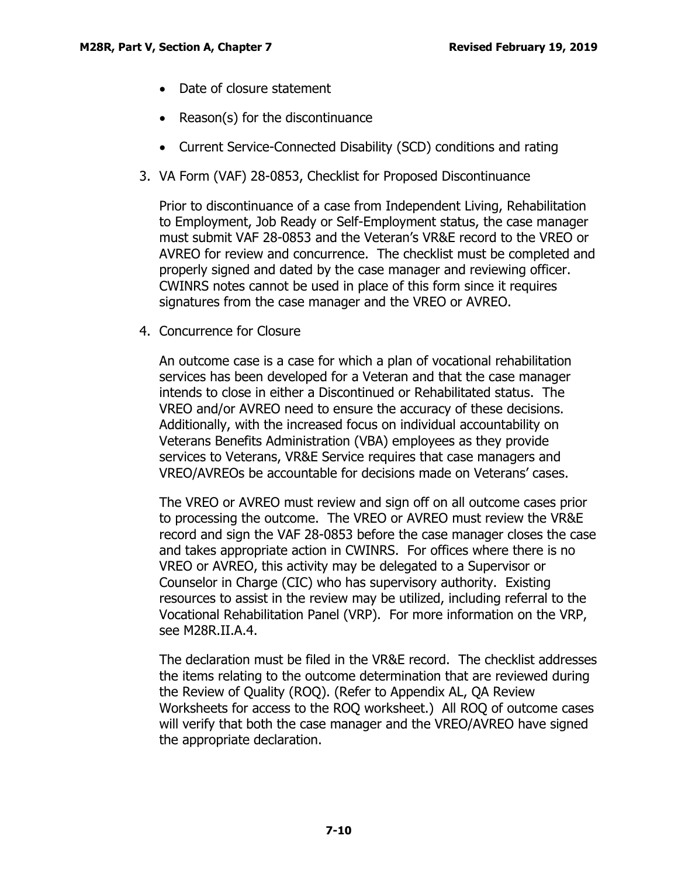- Date of closure statement
- Reason(s) for the discontinuance
- Current Service-Connected Disability (SCD) conditions and rating

3. VA Form (VAF) 28-0853, Checklist for Proposed Discontinuance

   Prior to discontinuance of a case from Independent Living, Rehabilitation to Employment, Job Ready or Self-Employment status, the case manager must submit VAF 28-0853 and the Veteran's VR&E record to the VREO or AVREO for review and concurrence. The checklist must be completed and properly signed and dated by the case manager and reviewing officer. CWINRS notes cannot be used in place of this form since it requires signatures from the case manager and the VREO or AVREO.

4. Concurrence for Closure

   An outcome case is a case for which a plan of vocational rehabilitation services has been developed for a Veteran and that the case manager intends to close in either a Discontinued or Rehabilitated status. The VREO and/or AVREO need to ensure the accuracy of these decisions. Additionally, with the increased focus on individual accountability on Veterans Benefits Administration (VBA) employees as they provide services to Veterans, VR&E Service requires that case managers and VREO/AVREOs be accountable for decisions made on Veterans' cases.

   The VREO or AVREO must review and sign off on all outcome cases prior to processing the outcome. The VREO or AVREO must review the VR&E record and sign the VAF 28-0853 before the case manager closes the case and takes appropriate action in CWINRS. For offices where there is no VREO or AVREO, this activity may be delegated to a Supervisor or Counselor in Charge (CIC) who has supervisory authority. Existing resources to assist in the review may be utilized, including referral to the Vocational Rehabilitation Panel (VRP). For more information on the VRP, see M28R.II.A.4.

   The declaration must be filed in the VR&E record. The checklist addresses the items relating to the outcome determination that are reviewed during the Review of Quality (ROQ). (Refer to Appendix AL, QA Review Worksheets for access to the ROQ worksheet.) All ROQ of outcome cases will verify that both the case manager and the VREO/AVREO have signed the appropriate declaration.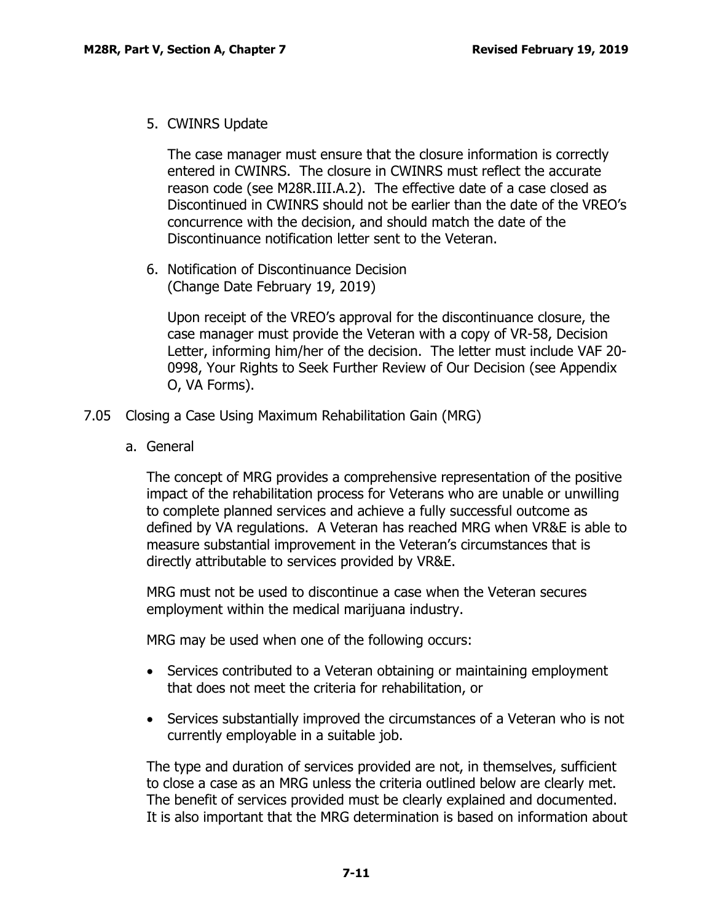5. CWINRS Update

   The case manager must ensure that the closure information is correctly entered in CWINRS. The closure in CWINRS must reflect the accurate reason code (see M28R.III.A.2). The effective date of a case closed as Discontinued in CWINRS should not be earlier than the date of the VREO's concurrence with the decision, and should match the date of the Discontinuance notification letter sent to the Veteran.

6. Notification of Discontinuance Decision
   (Change Date February 19, 2019)

   Upon receipt of the VREO's approval for the discontinuance closure, the case manager must provide the Veteran with a copy of VR-58, Decision Letter, informing him/her of the decision. The letter must include VAF 20-0998, Your Rights to Seek Further Review of Our Decision (see Appendix O, VA Forms).

## 7.05 Closing a Case Using Maximum Rehabilitation Gain (MRG)

### a. General

The concept of MRG provides a comprehensive representation of the positive impact of the rehabilitation process for Veterans who are unable or unwilling to complete planned services and achieve a fully successful outcome as defined by VA regulations. A Veteran has reached MRG when VR&E is able to measure substantial improvement in the Veteran's circumstances that is directly attributable to services provided by VR&E.

MRG must not be used to discontinue a case when the Veteran secures employment within the medical marijuana industry.

MRG may be used when one of the following occurs:

- Services contributed to a Veteran obtaining or maintaining employment that does not meet the criteria for rehabilitation, or
- Services substantially improved the circumstances of a Veteran who is not currently employable in a suitable job.

The type and duration of services provided are not, in themselves, sufficient to close a case as an MRG unless the criteria outlined below are clearly met. The benefit of services provided must be clearly explained and documented. It is also important that the MRG determination is based on information about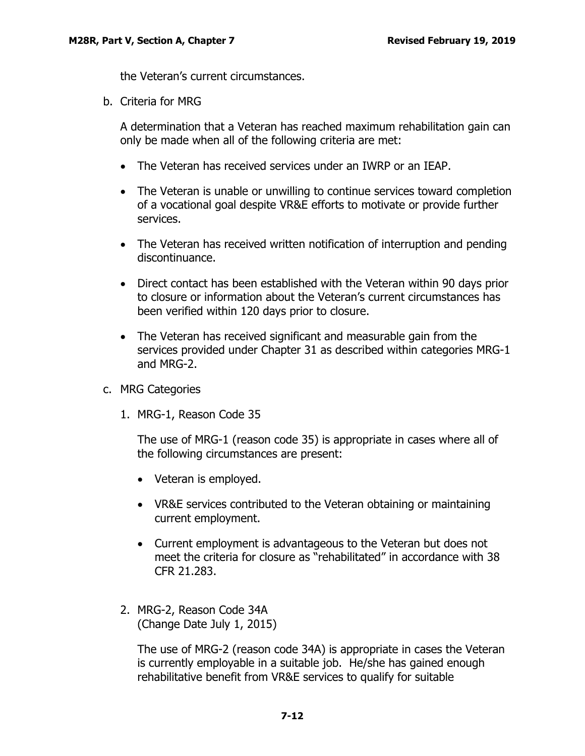the Veteran's current circumstances.

b. Criteria for MRG

A determination that a Veteran has reached maximum rehabilitation gain can only be made when all of the following criteria are met:

- The Veteran has received services under an IWRP or an IEAP.
- The Veteran is unable or unwilling to continue services toward completion of a vocational goal despite VR&E efforts to motivate or provide further services.
- The Veteran has received written notification of interruption and pending discontinuance.
- Direct contact has been established with the Veteran within 90 days prior to closure or information about the Veteran's current circumstances has been verified within 120 days prior to closure.
- The Veteran has received significant and measurable gain from the services provided under Chapter 31 as described within categories MRG-1 and MRG-2.

c. MRG Categories

1. MRG-1, Reason Code 35

   The use of MRG-1 (reason code 35) is appropriate in cases where all of the following circumstances are present:

   - Veteran is employed.
   - VR&E services contributed to the Veteran obtaining or maintaining current employment.
   - Current employment is advantageous to the Veteran but does not meet the criteria for closure as "rehabilitated" in accordance with 38 CFR 21.283.

2. MRG-2, Reason Code 34A
   (Change Date July 1, 2015)

   The use of MRG-2 (reason code 34A) is appropriate in cases the Veteran is currently employable in a suitable job. He/she has gained enough rehabilitative benefit from VR&E services to qualify for suitable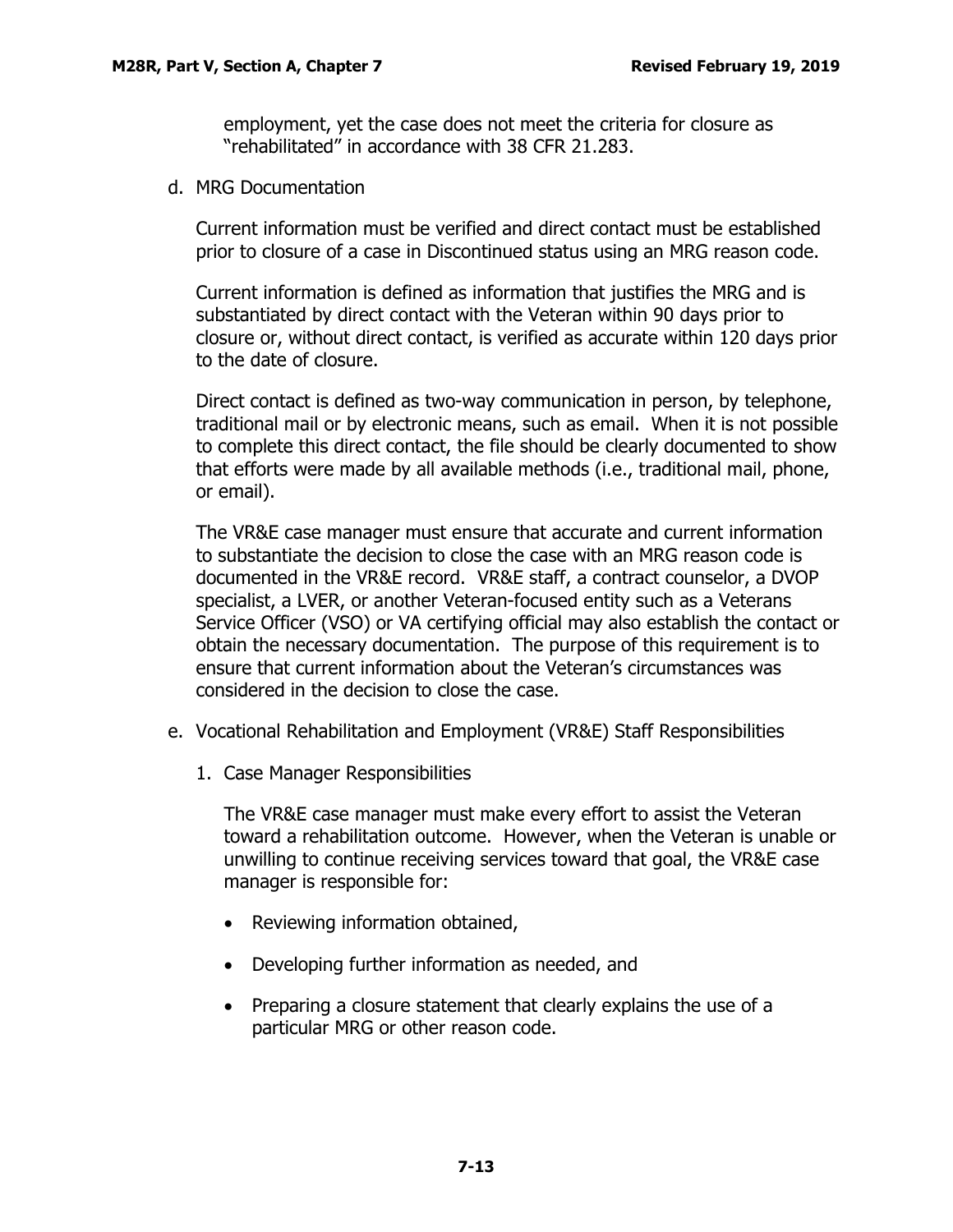employment, yet the case does not meet the criteria for closure as "rehabilitated" in accordance with 38 CFR 21.283.

d. MRG Documentation

Current information must be verified and direct contact must be established prior to closure of a case in Discontinued status using an MRG reason code.

Current information is defined as information that justifies the MRG and is substantiated by direct contact with the Veteran within 90 days prior to closure or, without direct contact, is verified as accurate within 120 days prior to the date of closure.

Direct contact is defined as two-way communication in person, by telephone, traditional mail or by electronic means, such as email. When it is not possible to complete this direct contact, the file should be clearly documented to show that efforts were made by all available methods (i.e., traditional mail, phone, or email).

The VR&E case manager must ensure that accurate and current information to substantiate the decision to close the case with an MRG reason code is documented in the VR&E record. VR&E staff, a contract counselor, a DVOP specialist, a LVER, or another Veteran-focused entity such as a Veterans Service Officer (VSO) or VA certifying official may also establish the contact or obtain the necessary documentation. The purpose of this requirement is to ensure that current information about the Veteran's circumstances was considered in the decision to close the case.

e. Vocational Rehabilitation and Employment (VR&E) Staff Responsibilities

1. Case Manager Responsibilities

The VR&E case manager must make every effort to assist the Veteran toward a rehabilitation outcome. However, when the Veteran is unable or unwilling to continue receiving services toward that goal, the VR&E case manager is responsible for:

- Reviewing information obtained,
- Developing further information as needed, and
- Preparing a closure statement that clearly explains the use of a particular MRG or other reason code.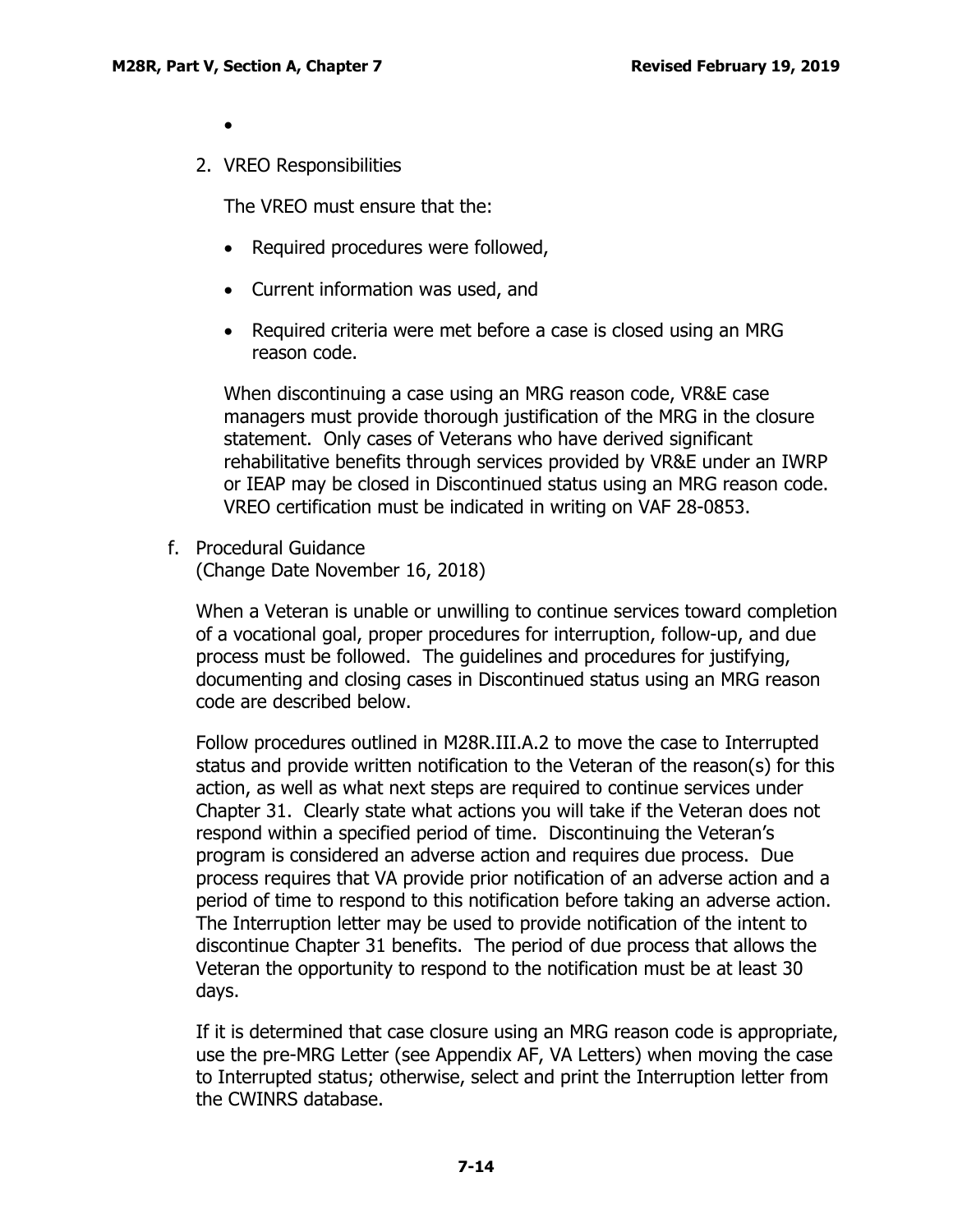- 

2. VREO Responsibilities

   The VREO must ensure that the:

   - Required procedures were followed,
   - Current information was used, and
   - Required criteria were met before a case is closed using an MRG reason code.

   When discontinuing a case using an MRG reason code, VR&E case managers must provide thorough justification of the MRG in the closure statement. Only cases of Veterans who have derived significant rehabilitative benefits through services provided by VR&E under an IWRP or IEAP may be closed in Discontinued status using an MRG reason code. VREO certification must be indicated in writing on VAF 28-0853.

f. Procedural Guidance
   (Change Date November 16, 2018)

   When a Veteran is unable or unwilling to continue services toward completion of a vocational goal, proper procedures for interruption, follow-up, and due process must be followed. The guidelines and procedures for justifying, documenting and closing cases in Discontinued status using an MRG reason code are described below.

   Follow procedures outlined in M28R.III.A.2 to move the case to Interrupted status and provide written notification to the Veteran of the reason(s) for this action, as well as what next steps are required to continue services under Chapter 31. Clearly state what actions you will take if the Veteran does not respond within a specified period of time. Discontinuing the Veteran's program is considered an adverse action and requires due process. Due process requires that VA provide prior notification of an adverse action and a period of time to respond to this notification before taking an adverse action. The Interruption letter may be used to provide notification of the intent to discontinue Chapter 31 benefits. The period of due process that allows the Veteran the opportunity to respond to the notification must be at least 30 days.

   If it is determined that case closure using an MRG reason code is appropriate, use the pre-MRG Letter (see Appendix AF, VA Letters) when moving the case to Interrupted status; otherwise, select and print the Interruption letter from the CWINRS database.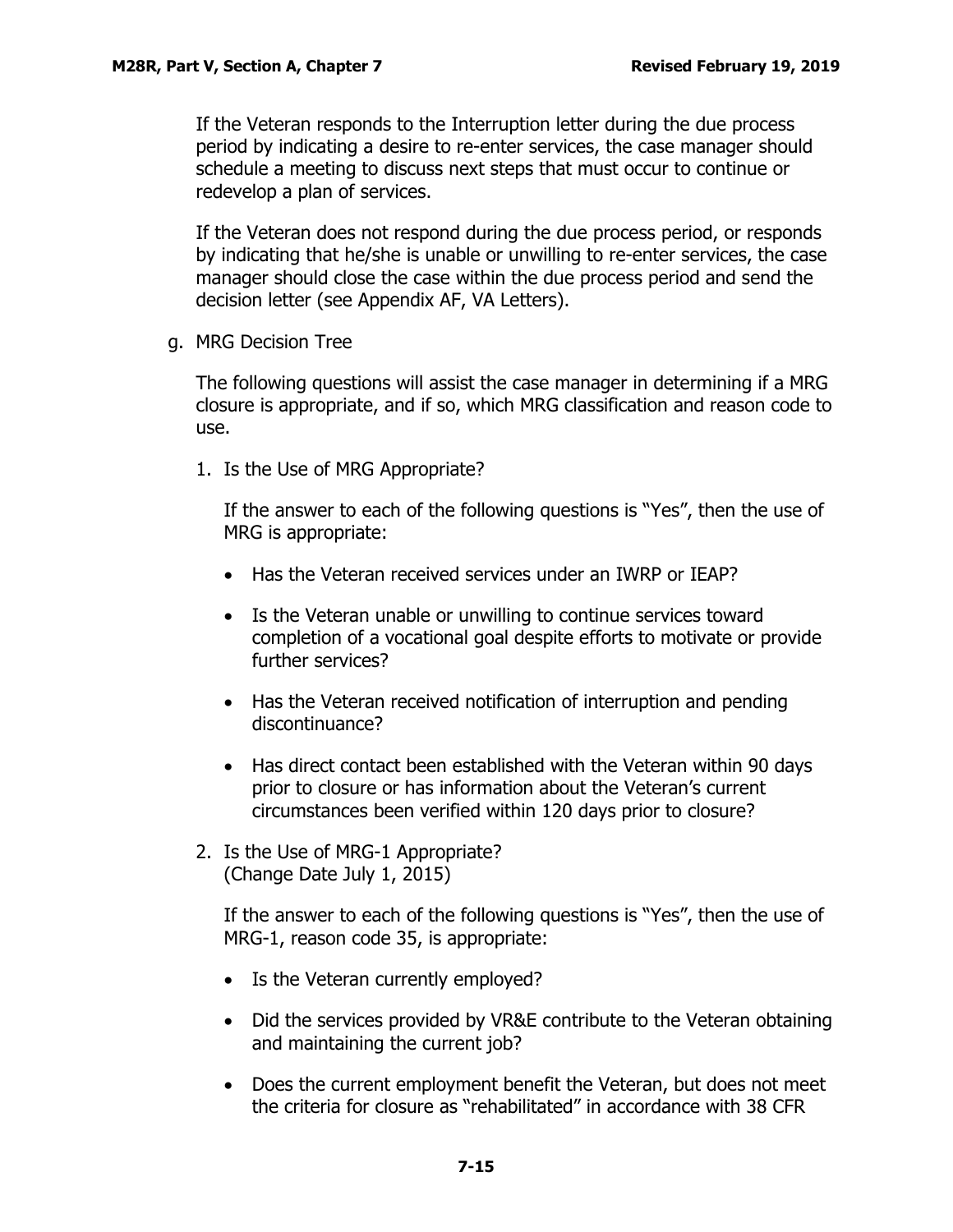If the Veteran responds to the Interruption letter during the due process period by indicating a desire to re-enter services, the case manager should schedule a meeting to discuss next steps that must occur to continue or redevelop a plan of services.

If the Veteran does not respond during the due process period, or responds by indicating that he/she is unable or unwilling to re-enter services, the case manager should close the case within the due process period and send the decision letter (see Appendix AF, VA Letters).

g. MRG Decision Tree

The following questions will assist the case manager in determining if a MRG closure is appropriate, and if so, which MRG classification and reason code to use.

1. Is the Use of MRG Appropriate?

   If the answer to each of the following questions is "Yes", then the use of MRG is appropriate:

   - Has the Veteran received services under an IWRP or IEAP?
   - Is the Veteran unable or unwilling to continue services toward completion of a vocational goal despite efforts to motivate or provide further services?
   - Has the Veteran received notification of interruption and pending discontinuance?
   - Has direct contact been established with the Veteran within 90 days prior to closure or has information about the Veteran's current circumstances been verified within 120 days prior to closure?

2. Is the Use of MRG-1 Appropriate?
   (Change Date July 1, 2015)

   If the answer to each of the following questions is "Yes", then the use of MRG-1, reason code 35, is appropriate:

   - Is the Veteran currently employed?
   - Did the services provided by VR&E contribute to the Veteran obtaining and maintaining the current job?
   - Does the current employment benefit the Veteran, but does not meet the criteria for closure as "rehabilitated" in accordance with 38 CFR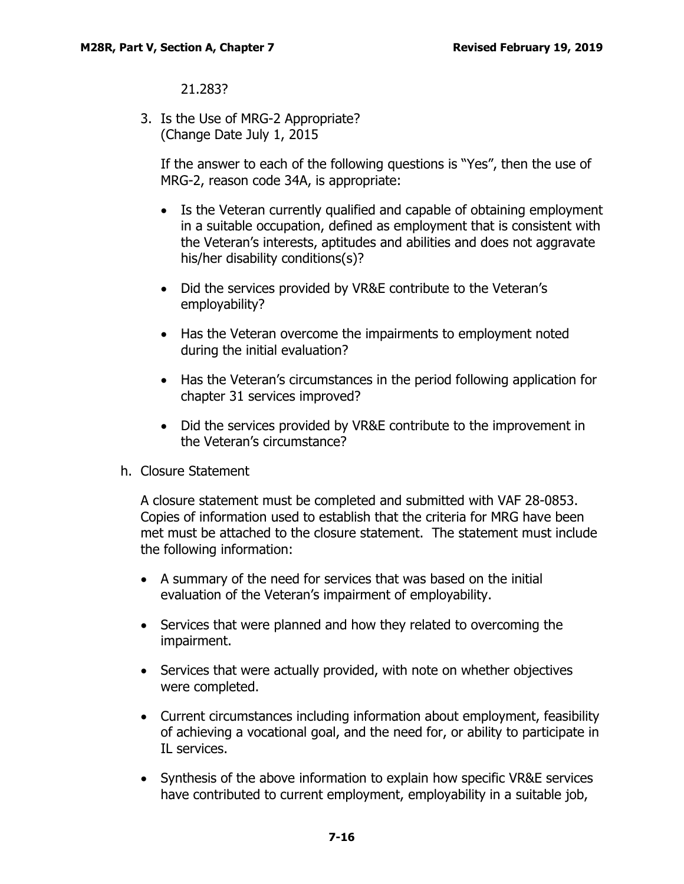21.283?

3. Is the Use of MRG-2 Appropriate?
   (Change Date July 1, 2015

   If the answer to each of the following questions is "Yes", then the use of MRG-2, reason code 34A, is appropriate:

   - Is the Veteran currently qualified and capable of obtaining employment in a suitable occupation, defined as employment that is consistent with the Veteran's interests, aptitudes and abilities and does not aggravate his/her disability conditions(s)?
   - Did the services provided by VR&E contribute to the Veteran's employability?
   - Has the Veteran overcome the impairments to employment noted during the initial evaluation?
   - Has the Veteran's circumstances in the period following application for chapter 31 services improved?
   - Did the services provided by VR&E contribute to the improvement in the Veteran's circumstance?

h. Closure Statement

A closure statement must be completed and submitted with VAF 28-0853. Copies of information used to establish that the criteria for MRG have been met must be attached to the closure statement. The statement must include the following information:

- A summary of the need for services that was based on the initial evaluation of the Veteran's impairment of employability.
- Services that were planned and how they related to overcoming the impairment.
- Services that were actually provided, with note on whether objectives were completed.
- Current circumstances including information about employment, feasibility of achieving a vocational goal, and the need for, or ability to participate in IL services.
- Synthesis of the above information to explain how specific VR&E services have contributed to current employment, employability in a suitable job,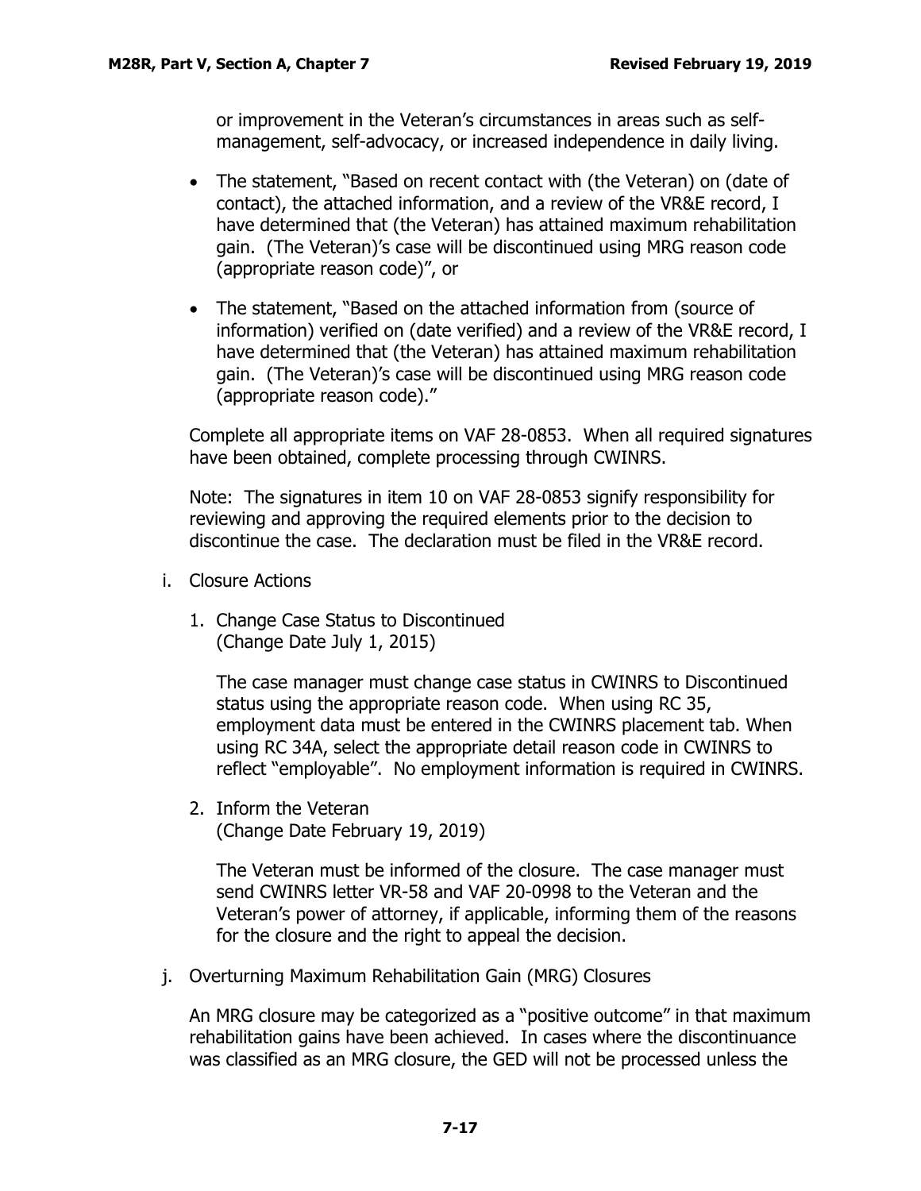or improvement in the Veteran's circumstances in areas such as self-management, self-advocacy, or increased independence in daily living.

- The statement, "Based on recent contact with (the Veteran) on (date of contact), the attached information, and a review of the VR&E record, I have determined that (the Veteran) has attained maximum rehabilitation gain. (The Veteran)'s case will be discontinued using MRG reason code (appropriate reason code)", or
- The statement, "Based on the attached information from (source of information) verified on (date verified) and a review of the VR&E record, I have determined that (the Veteran) has attained maximum rehabilitation gain. (The Veteran)'s case will be discontinued using MRG reason code (appropriate reason code)."

Complete all appropriate items on VAF 28-0853. When all required signatures have been obtained, complete processing through CWINRS.

Note: The signatures in item 10 on VAF 28-0853 signify responsibility for reviewing and approving the required elements prior to the decision to discontinue the case. The declaration must be filed in the VR&E record.

i. Closure Actions

1. Change Case Status to Discontinued
(Change Date July 1, 2015)

The case manager must change case status in CWINRS to Discontinued status using the appropriate reason code. When using RC 35, employment data must be entered in the CWINRS placement tab. When using RC 34A, select the appropriate detail reason code in CWINRS to reflect "employable". No employment information is required in CWINRS.

2. Inform the Veteran
(Change Date February 19, 2019)

The Veteran must be informed of the closure. The case manager must send CWINRS letter VR-58 and VAF 20-0998 to the Veteran and the Veteran's power of attorney, if applicable, informing them of the reasons for the closure and the right to appeal the decision.

j. Overturning Maximum Rehabilitation Gain (MRG) Closures

An MRG closure may be categorized as a "positive outcome" in that maximum rehabilitation gains have been achieved. In cases where the discontinuance was classified as an MRG closure, the GED will not be processed unless the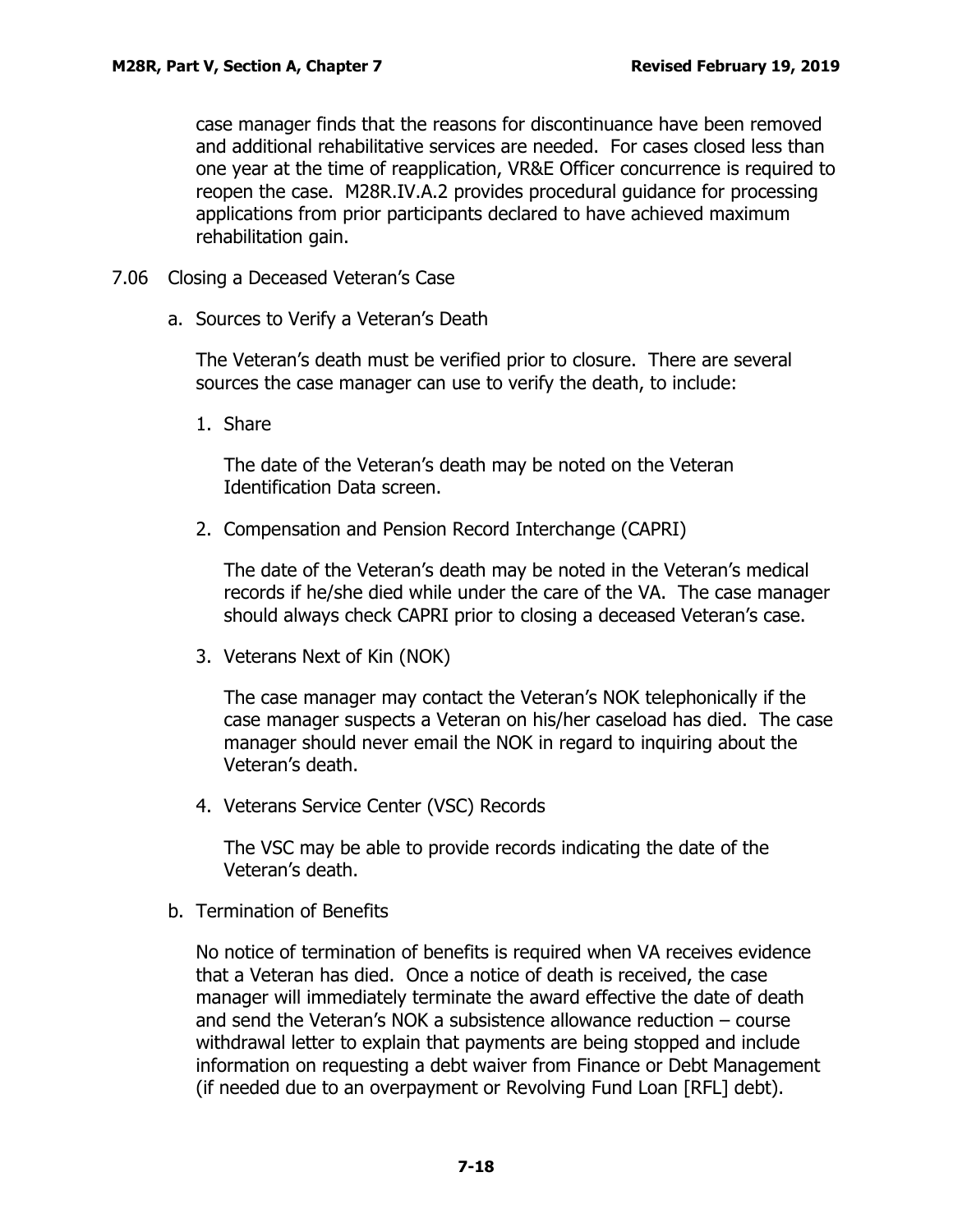case manager finds that the reasons for discontinuance have been removed and additional rehabilitative services are needed. For cases closed less than one year at the time of reapplication, VR&E Officer concurrence is required to reopen the case. M28R.IV.A.2 provides procedural guidance for processing applications from prior participants declared to have achieved maximum rehabilitation gain.

## 7.06 Closing a Deceased Veteran's Case

### a. Sources to Verify a Veteran's Death

The Veteran's death must be verified prior to closure. There are several sources the case manager can use to verify the death, to include:

1. Share

   The date of the Veteran's death may be noted on the Veteran Identification Data screen.

2. Compensation and Pension Record Interchange (CAPRI)

   The date of the Veteran's death may be noted in the Veteran's medical records if he/she died while under the care of the VA. The case manager should always check CAPRI prior to closing a deceased Veteran's case.

3. Veterans Next of Kin (NOK)

   The case manager may contact the Veteran's NOK telephonically if the case manager suspects a Veteran on his/her caseload has died. The case manager should never email the NOK in regard to inquiring about the Veteran's death.

4. Veterans Service Center (VSC) Records

   The VSC may be able to provide records indicating the date of the Veteran's death.

### b. Termination of Benefits

No notice of termination of benefits is required when VA receives evidence that a Veteran has died. Once a notice of death is received, the case manager will immediately terminate the award effective the date of death and send the Veteran's NOK a subsistence allowance reduction – course withdrawal letter to explain that payments are being stopped and include information on requesting a debt waiver from Finance or Debt Management (if needed due to an overpayment or Revolving Fund Loan [RFL] debt).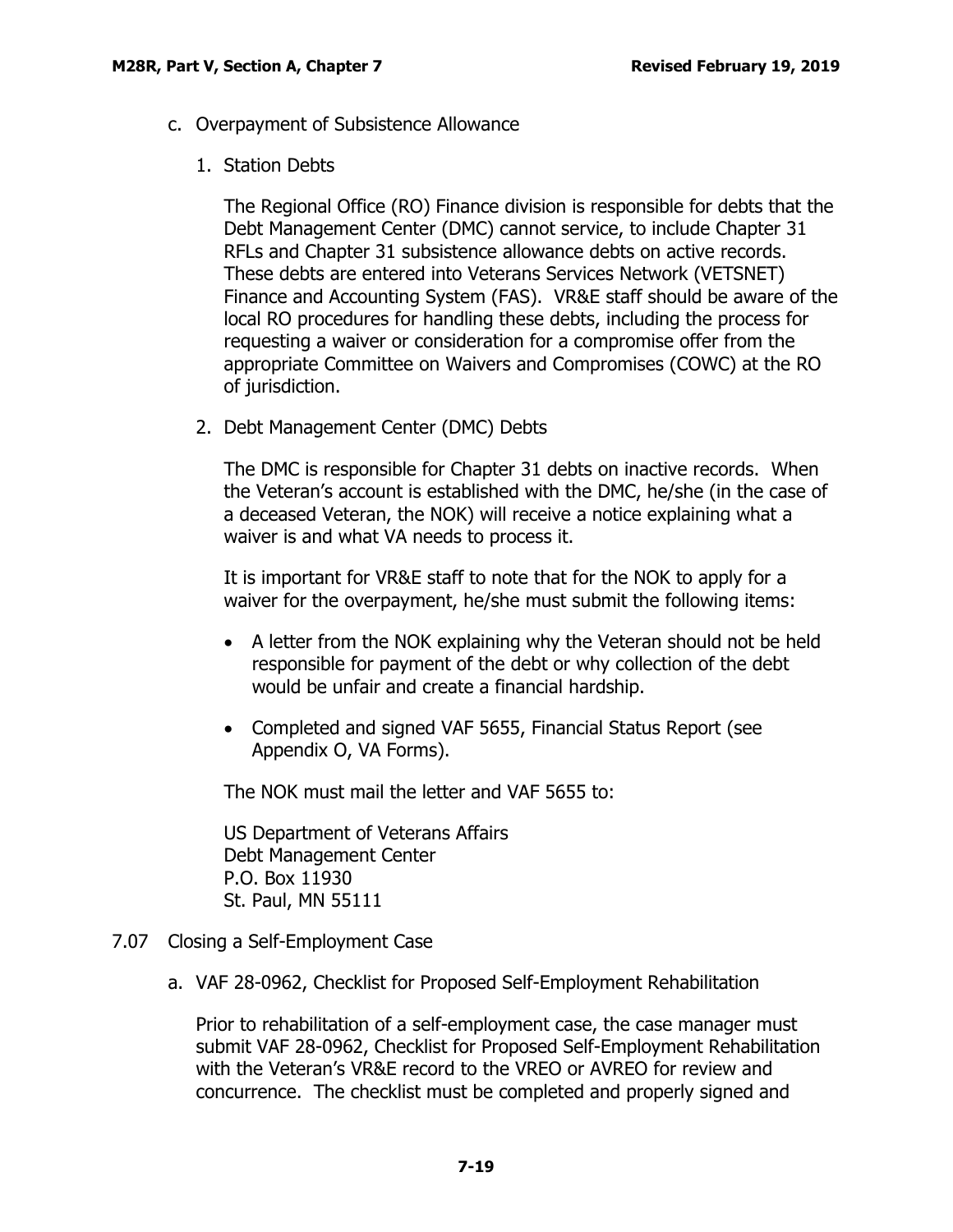c. Overpayment of Subsistence Allowance

1. Station Debts

The Regional Office (RO) Finance division is responsible for debts that the Debt Management Center (DMC) cannot service, to include Chapter 31 RFLs and Chapter 31 subsistence allowance debts on active records. These debts are entered into Veterans Services Network (VETSNET) Finance and Accounting System (FAS). VR&E staff should be aware of the local RO procedures for handling these debts, including the process for requesting a waiver or consideration for a compromise offer from the appropriate Committee on Waivers and Compromises (COWC) at the RO of jurisdiction.

2. Debt Management Center (DMC) Debts

The DMC is responsible for Chapter 31 debts on inactive records. When the Veteran's account is established with the DMC, he/she (in the case of a deceased Veteran, the NOK) will receive a notice explaining what a waiver is and what VA needs to process it.

It is important for VR&E staff to note that for the NOK to apply for a waiver for the overpayment, he/she must submit the following items:

- A letter from the NOK explaining why the Veteran should not be held responsible for payment of the debt or why collection of the debt would be unfair and create a financial hardship.
- Completed and signed VAF 5655, Financial Status Report (see Appendix O, VA Forms).

The NOK must mail the letter and VAF 5655 to:

US Department of Veterans Affairs
Debt Management Center
P.O. Box 11930
St. Paul, MN 55111

## 7.07 Closing a Self-Employment Case

a. VAF 28-0962, Checklist for Proposed Self-Employment Rehabilitation

Prior to rehabilitation of a self-employment case, the case manager must submit VAF 28-0962, Checklist for Proposed Self-Employment Rehabilitation with the Veteran's VR&E record to the VREO or AVREO for review and concurrence. The checklist must be completed and properly signed and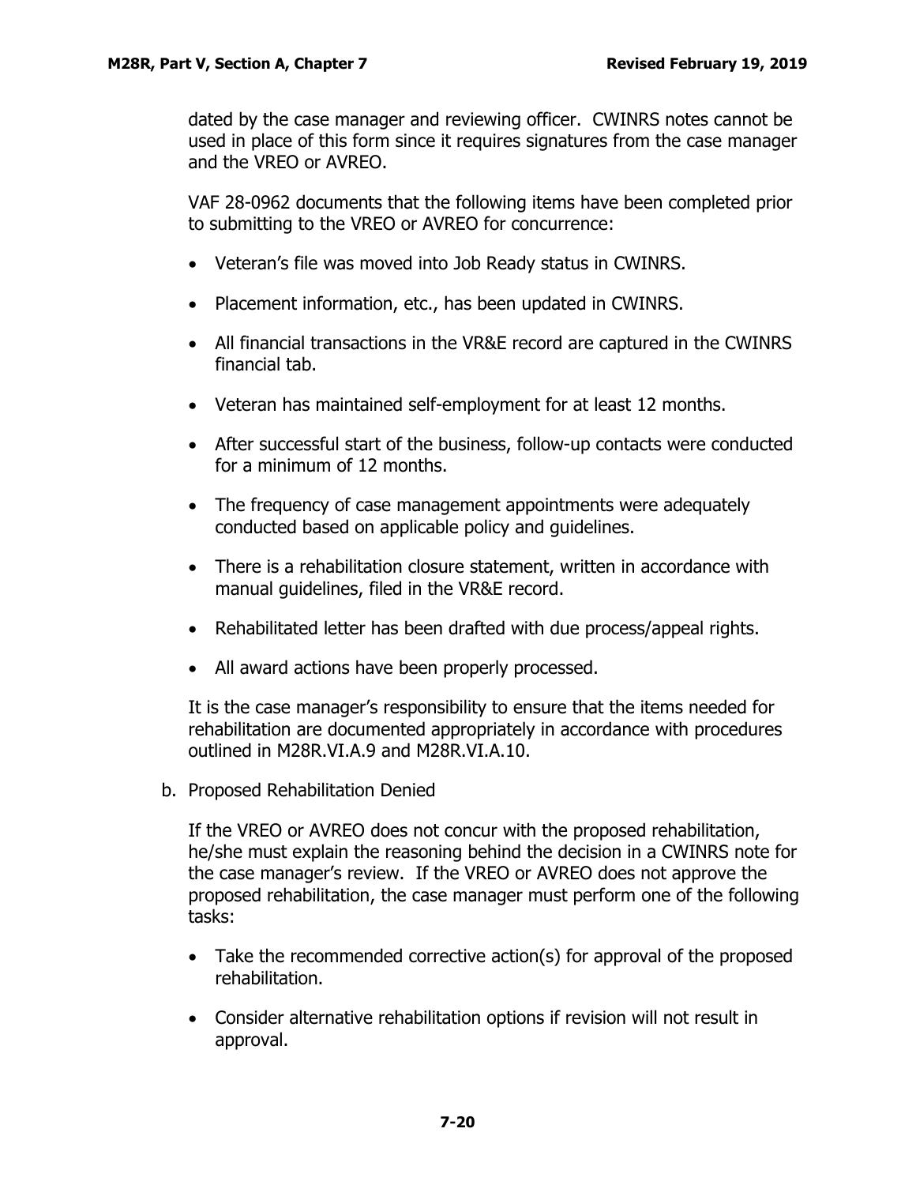dated by the case manager and reviewing officer. CWINRS notes cannot be used in place of this form since it requires signatures from the case manager and the VREO or AVREO.

VAF 28-0962 documents that the following items have been completed prior to submitting to the VREO or AVREO for concurrence:

- Veteran's file was moved into Job Ready status in CWINRS.
- Placement information, etc., has been updated in CWINRS.
- All financial transactions in the VR&E record are captured in the CWINRS financial tab.
- Veteran has maintained self-employment for at least 12 months.
- After successful start of the business, follow-up contacts were conducted for a minimum of 12 months.
- The frequency of case management appointments were adequately conducted based on applicable policy and guidelines.
- There is a rehabilitation closure statement, written in accordance with manual guidelines, filed in the VR&E record.
- Rehabilitated letter has been drafted with due process/appeal rights.
- All award actions have been properly processed.

It is the case manager's responsibility to ensure that the items needed for rehabilitation are documented appropriately in accordance with procedures outlined in M28R.VI.A.9 and M28R.VI.A.10.

b. Proposed Rehabilitation Denied

If the VREO or AVREO does not concur with the proposed rehabilitation, he/she must explain the reasoning behind the decision in a CWINRS note for the case manager's review. If the VREO or AVREO does not approve the proposed rehabilitation, the case manager must perform one of the following tasks:

- Take the recommended corrective action(s) for approval of the proposed rehabilitation.
- Consider alternative rehabilitation options if revision will not result in approval.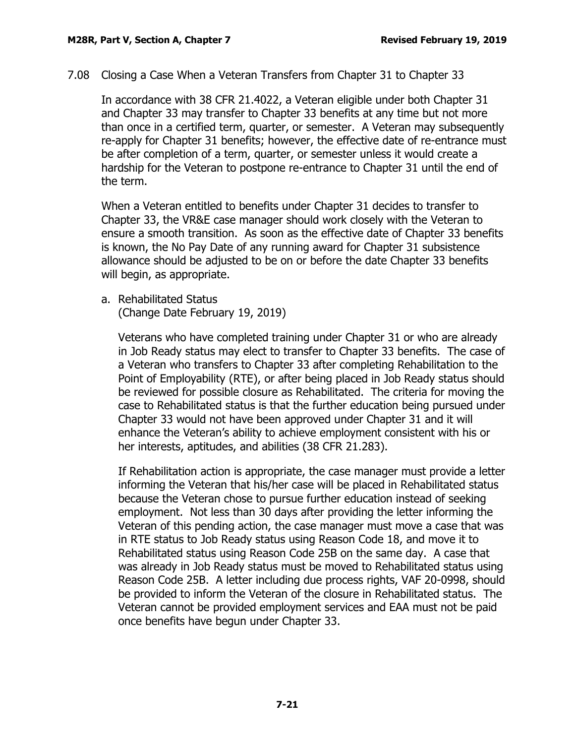## 7.08 Closing a Case When a Veteran Transfers from Chapter 31 to Chapter 33

In accordance with 38 CFR 21.4022, a Veteran eligible under both Chapter 31 and Chapter 33 may transfer to Chapter 33 benefits at any time but not more than once in a certified term, quarter, or semester. A Veteran may subsequently re-apply for Chapter 31 benefits; however, the effective date of re-entrance must be after completion of a term, quarter, or semester unless it would create a hardship for the Veteran to postpone re-entrance to Chapter 31 until the end of the term.

When a Veteran entitled to benefits under Chapter 31 decides to transfer to Chapter 33, the VR&E case manager should work closely with the Veteran to ensure a smooth transition. As soon as the effective date of Chapter 33 benefits is known, the No Pay Date of any running award for Chapter 31 subsistence allowance should be adjusted to be on or before the date Chapter 33 benefits will begin, as appropriate.

### a. Rehabilitated Status
(Change Date February 19, 2019)

Veterans who have completed training under Chapter 31 or who are already in Job Ready status may elect to transfer to Chapter 33 benefits. The case of a Veteran who transfers to Chapter 33 after completing Rehabilitation to the Point of Employability (RTE), or after being placed in Job Ready status should be reviewed for possible closure as Rehabilitated. The criteria for moving the case to Rehabilitated status is that the further education being pursued under Chapter 33 would not have been approved under Chapter 31 and it will enhance the Veteran's ability to achieve employment consistent with his or her interests, aptitudes, and abilities (38 CFR 21.283).

If Rehabilitation action is appropriate, the case manager must provide a letter informing the Veteran that his/her case will be placed in Rehabilitated status because the Veteran chose to pursue further education instead of seeking employment. Not less than 30 days after providing the letter informing the Veteran of this pending action, the case manager must move a case that was in RTE status to Job Ready status using Reason Code 18, and move it to Rehabilitated status using Reason Code 25B on the same day. A case that was already in Job Ready status must be moved to Rehabilitated status using Reason Code 25B. A letter including due process rights, VAF 20-0998, should be provided to inform the Veteran of the closure in Rehabilitated status. The Veteran cannot be provided employment services and EAA must not be paid once benefits have begun under Chapter 33.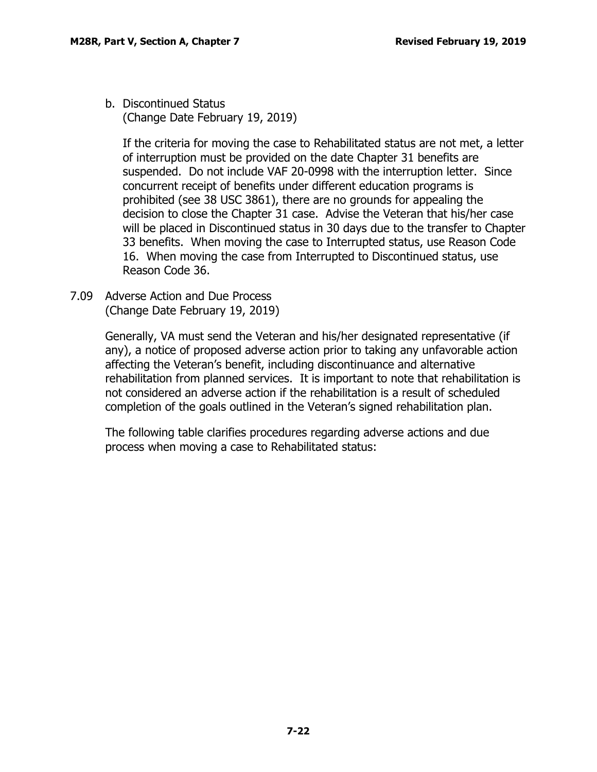b. Discontinued Status
   (Change Date February 19, 2019)

   If the criteria for moving the case to Rehabilitated status are not met, a letter of interruption must be provided on the date Chapter 31 benefits are suspended. Do not include VAF 20-0998 with the interruption letter. Since concurrent receipt of benefits under different education programs is prohibited (see 38 USC 3861), there are no grounds for appealing the decision to close the Chapter 31 case. Advise the Veteran that his/her case will be placed in Discontinued status in 30 days due to the transfer to Chapter 33 benefits. When moving the case to Interrupted status, use Reason Code 16. When moving the case from Interrupted to Discontinued status, use Reason Code 36.

## 7.09 Adverse Action and Due Process
(Change Date February 19, 2019)

Generally, VA must send the Veteran and his/her designated representative (if any), a notice of proposed adverse action prior to taking any unfavorable action affecting the Veteran's benefit, including discontinuance and alternative rehabilitation from planned services. It is important to note that rehabilitation is not considered an adverse action if the rehabilitation is a result of scheduled completion of the goals outlined in the Veteran's signed rehabilitation plan.

The following table clarifies procedures regarding adverse actions and due process when moving a case to Rehabilitated status: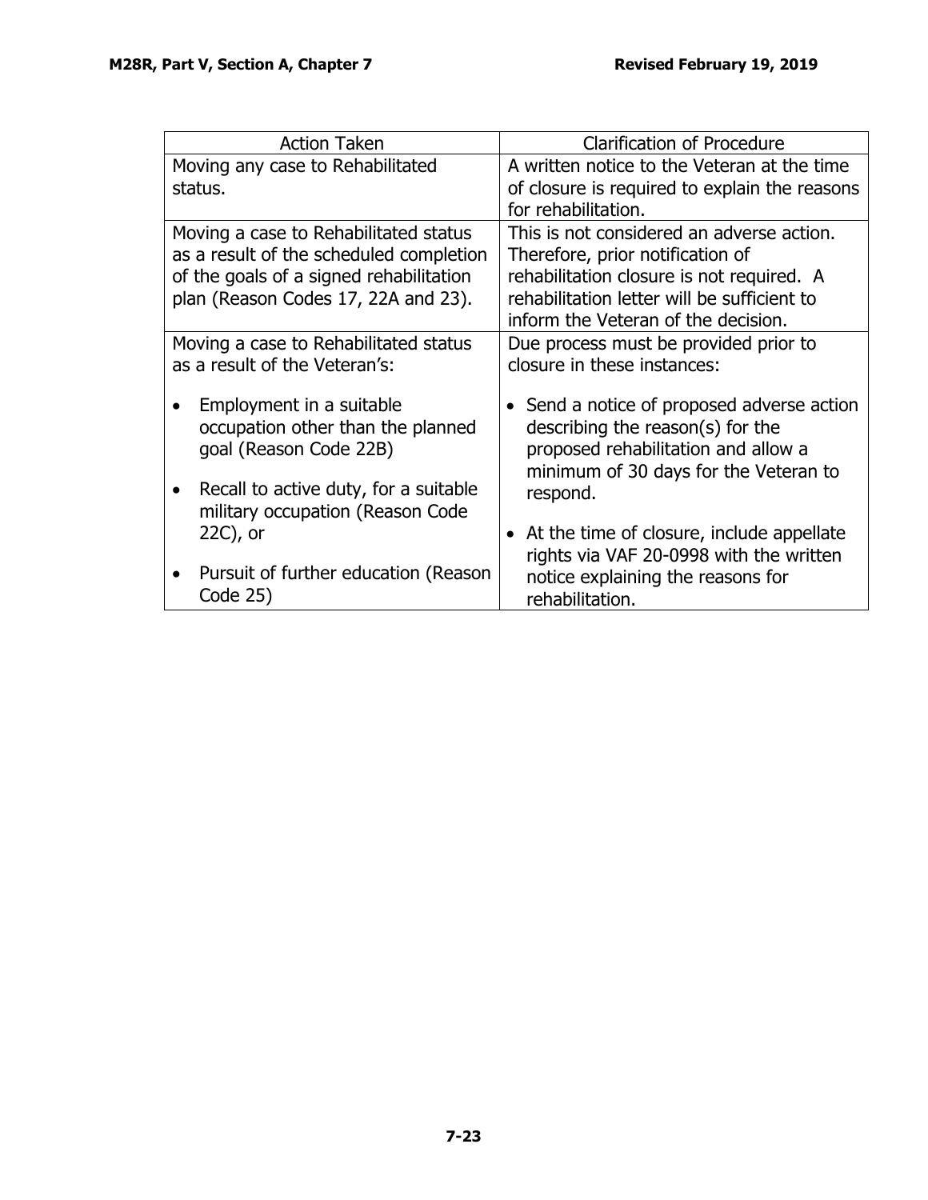| Action Taken | Clarification of Procedure |
|---|---|
| Moving any case to Rehabilitated status. | A written notice to the Veteran at the time of closure is required to explain the reasons for rehabilitation. |
| Moving a case to Rehabilitated status as a result of the scheduled completion of the goals of a signed rehabilitation plan (Reason Codes 17, 22A and 23). | This is not considered an adverse action. Therefore, prior notification of rehabilitation closure is not required. A rehabilitation letter will be sufficient to inform the Veteran of the decision. |
| Moving a case to Rehabilitated status as a result of the Veteran's:<br><br>• Employment in a suitable occupation other than the planned goal (Reason Code 22B)<br><br>• Recall to active duty, for a suitable military occupation (Reason Code 22C), or<br><br>• Pursuit of further education (Reason Code 25) | Due process must be provided prior to closure in these instances:<br><br>• Send a notice of proposed adverse action describing the reason(s) for the proposed rehabilitation and allow a minimum of 30 days for the Veteran to respond.<br><br>• At the time of closure, include appellate rights via VAF 20-0998 with the written notice explaining the reasons for rehabilitation. |